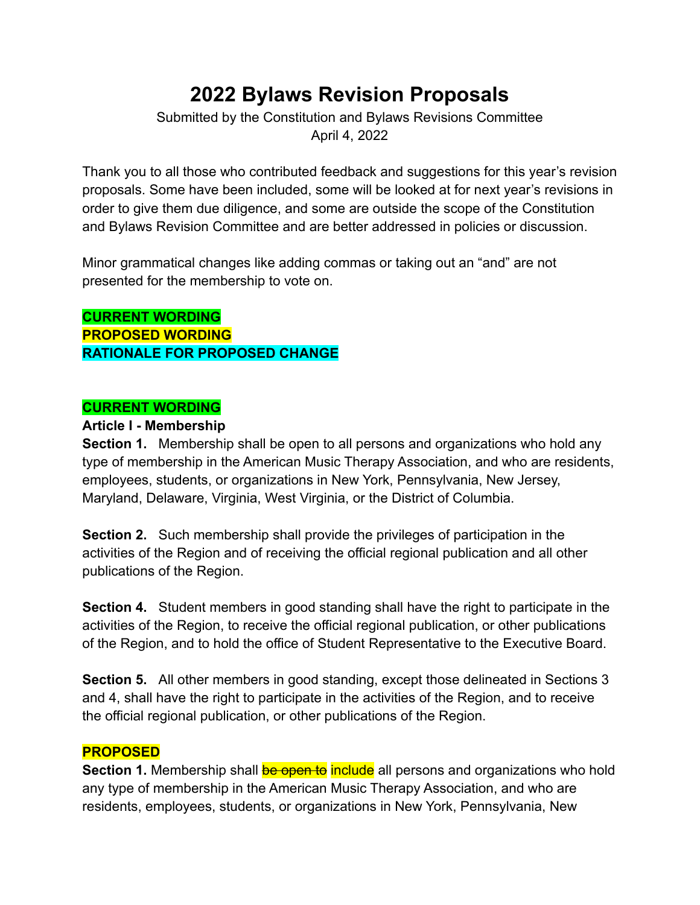# 2022 Bylaws Revision Proposals

Submitted by the Constitution and Bylaws Revisions Committee
April 4, 2022

Thank you to all those who contributed feedback and suggestions for this year's revision proposals. Some have been included, some will be looked at for next year's revisions in order to give them due diligence, and some are outside the scope of the Constitution and Bylaws Revision Committee and are better addressed in policies or discussion.

Minor grammatical changes like adding commas or taking out an "and" are not presented for the membership to vote on.

**CURRENT WORDING**
**PROPOSED WORDING**
**RATIONALE FOR PROPOSED CHANGE**

**CURRENT WORDING**

**Article I - Membership**

**Section 1.** Membership shall be open to all persons and organizations who hold any type of membership in the American Music Therapy Association, and who are residents, employees, students, or organizations in New York, Pennsylvania, New Jersey, Maryland, Delaware, Virginia, West Virginia, or the District of Columbia.

**Section 2.** Such membership shall provide the privileges of participation in the activities of the Region and of receiving the official regional publication and all other publications of the Region.

**Section 4.** Student members in good standing shall have the right to participate in the activities of the Region, to receive the official regional publication, or other publications of the Region, and to hold the office of Student Representative to the Executive Board.

**Section 5.** All other members in good standing, except those delineated in Sections 3 and 4, shall have the right to participate in the activities of the Region, and to receive the official regional publication, or other publications of the Region.

**PROPOSED**

**Section 1.** Membership shall ~~be open to~~ include all persons and organizations who hold any type of membership in the American Music Therapy Association, and who are residents, employees, students, or organizations in New York, Pennsylvania, New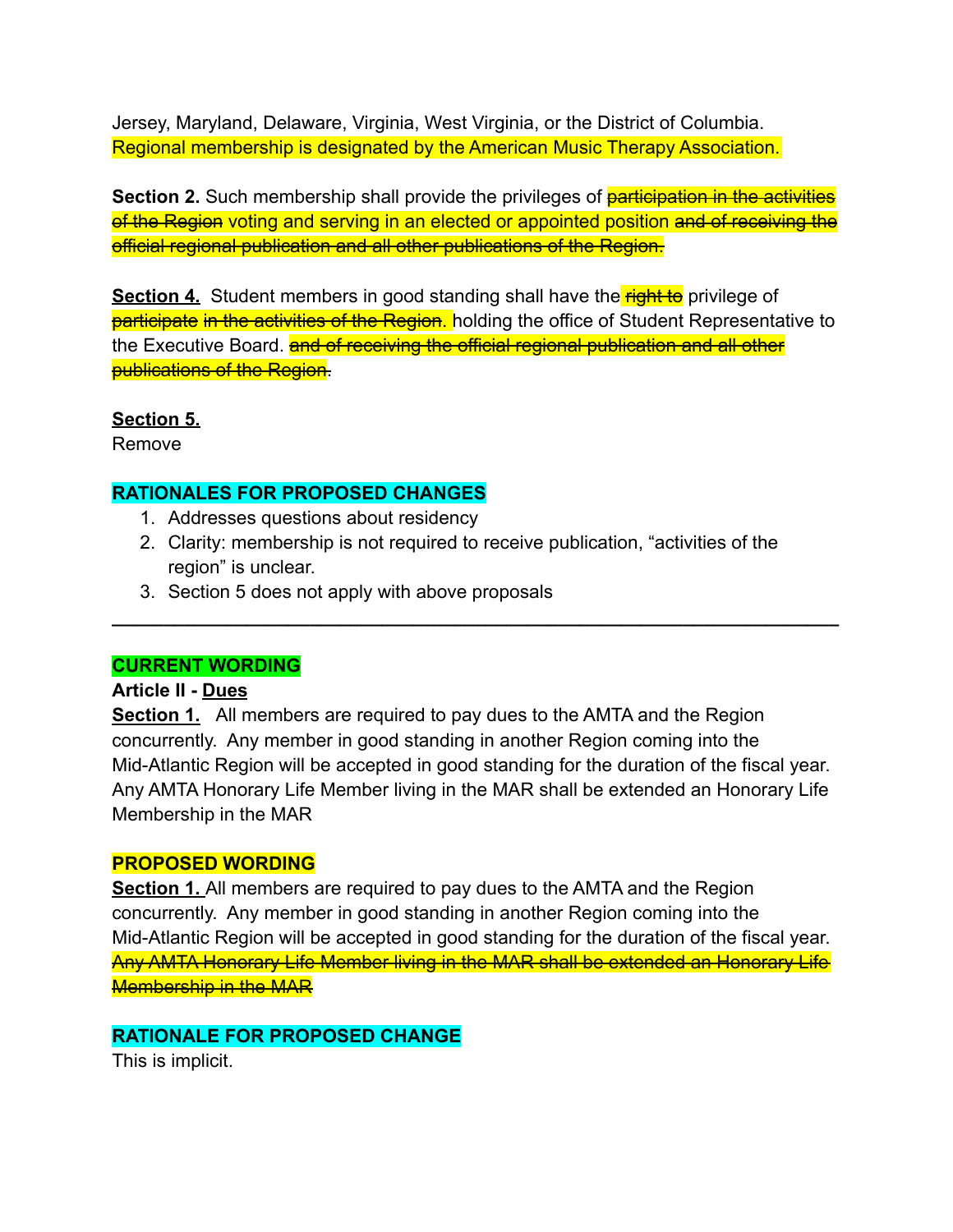Jersey, Maryland, Delaware, Virginia, West Virginia, or the District of Columbia. Regional membership is designated by the American Music Therapy Association.

**Section 2.** Such membership shall provide the privileges of ~~participation in the activities of the Region~~ voting and serving in an elected or appointed position ~~and of receiving the official regional publication and all other publications of the Region.~~

**Section 4.** Student members in good standing shall have the ~~right to~~ privilege of ~~participate in the activities of the Region~~. holding the office of Student Representative to the Executive Board. ~~and of receiving the official regional publication and all other publications of the Region~~.

**Section 5.**
Remove

**RATIONALES FOR PROPOSED CHANGES**

1. Addresses questions about residency
2. Clarity: membership is not required to receive publication, "activities of the region" is unclear.
3. Section 5 does not apply with above proposals

---

**CURRENT WORDING**

**Article II - Dues**

**Section 1.** All members are required to pay dues to the AMTA and the Region concurrently. Any member in good standing in another Region coming into the Mid-Atlantic Region will be accepted in good standing for the duration of the fiscal year. Any AMTA Honorary Life Member living in the MAR shall be extended an Honorary Life Membership in the MAR

**PROPOSED WORDING**

**Section 1.** All members are required to pay dues to the AMTA and the Region concurrently. Any member in good standing in another Region coming into the Mid-Atlantic Region will be accepted in good standing for the duration of the fiscal year. ~~Any AMTA Honorary Life Member living in the MAR shall be extended an Honorary Life Membership in the MAR~~

**RATIONALE FOR PROPOSED CHANGE**

This is implicit.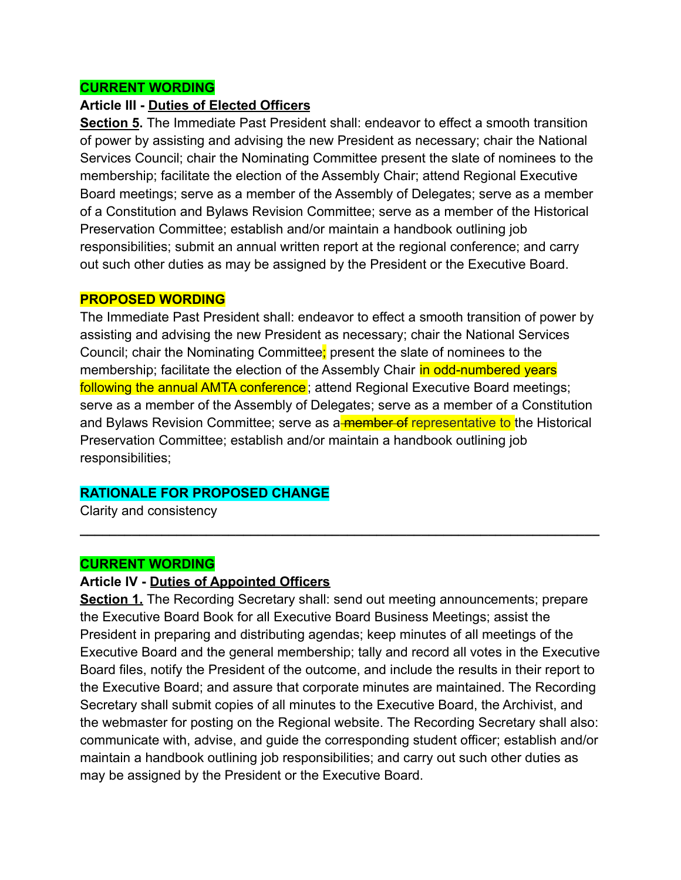**CURRENT WORDING**

**Article III - Duties of Elected Officers**

**Section 5.** The Immediate Past President shall: endeavor to effect a smooth transition of power by assisting and advising the new President as necessary; chair the National Services Council; chair the Nominating Committee present the slate of nominees to the membership; facilitate the election of the Assembly Chair; attend Regional Executive Board meetings; serve as a member of the Assembly of Delegates; serve as a member of a Constitution and Bylaws Revision Committee; serve as a member of the Historical Preservation Committee; establish and/or maintain a handbook outlining job responsibilities; submit an annual written report at the regional conference; and carry out such other duties as may be assigned by the President or the Executive Board.

**PROPOSED WORDING**

The Immediate Past President shall: endeavor to effect a smooth transition of power by assisting and advising the new President as necessary; chair the National Services Council; chair the Nominating Committee; present the slate of nominees to the membership; facilitate the election of the Assembly Chair in odd-numbered years following the annual AMTA conference; attend Regional Executive Board meetings; serve as a member of the Assembly of Delegates; serve as a member of a Constitution and Bylaws Revision Committee; serve as a ~~member of~~ representative to the Historical Preservation Committee; establish and/or maintain a handbook outlining job responsibilities;

**RATIONALE FOR PROPOSED CHANGE**

Clarity and consistency

---

**CURRENT WORDING**

**Article IV - Duties of Appointed Officers**

**Section 1.** The Recording Secretary shall: send out meeting announcements; prepare the Executive Board Book for all Executive Board Business Meetings; assist the President in preparing and distributing agendas; keep minutes of all meetings of the Executive Board and the general membership; tally and record all votes in the Executive Board files, notify the President of the outcome, and include the results in their report to the Executive Board; and assure that corporate minutes are maintained. The Recording Secretary shall submit copies of all minutes to the Executive Board, the Archivist, and the webmaster for posting on the Regional website. The Recording Secretary shall also: communicate with, advise, and guide the corresponding student officer; establish and/or maintain a handbook outlining job responsibilities; and carry out such other duties as may be assigned by the President or the Executive Board.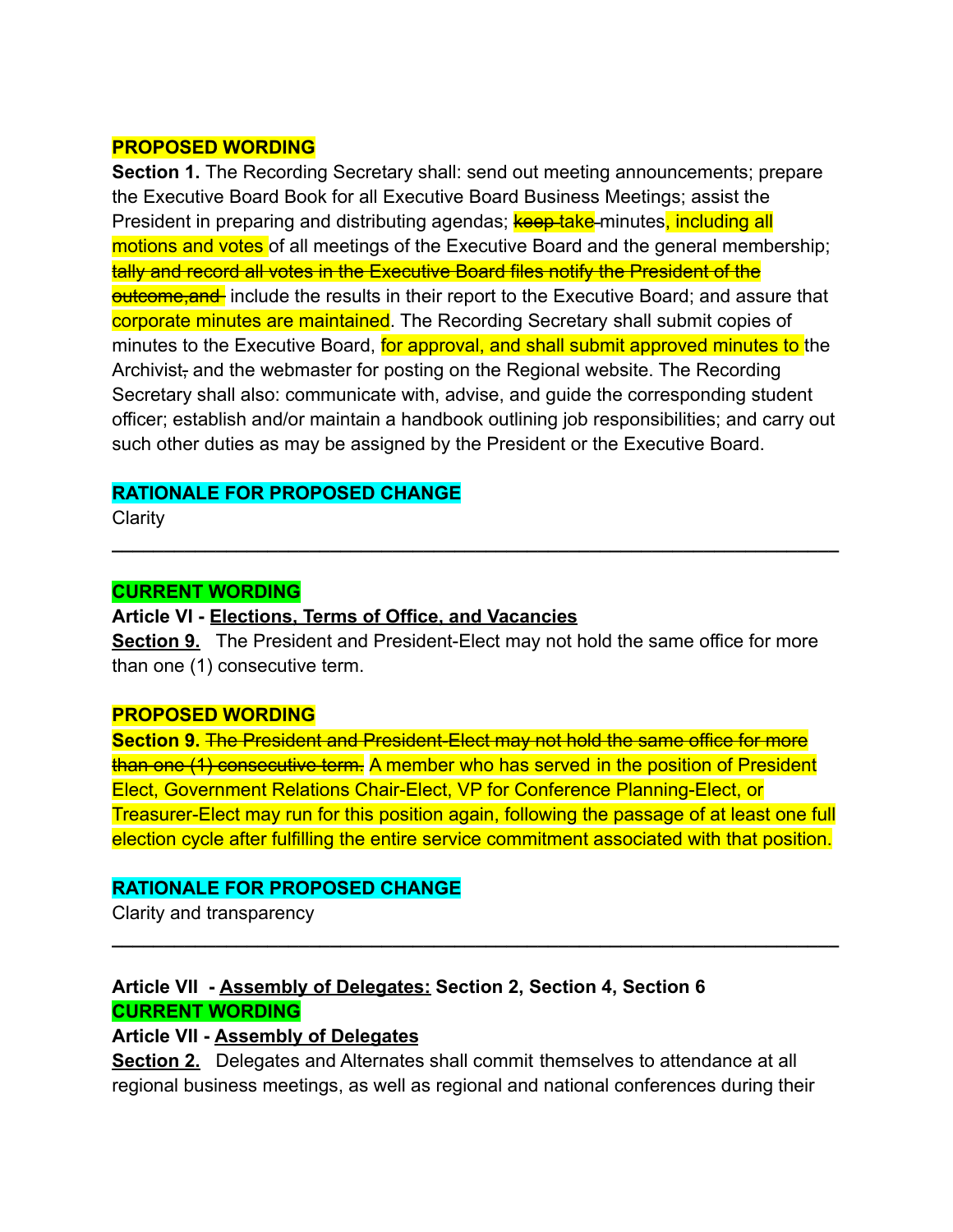**PROPOSED WORDING**

**Section 1.** The Recording Secretary shall: send out meeting announcements; prepare the Executive Board Book for all Executive Board Business Meetings; assist the President in preparing and distributing agendas; ~~keep~~ take minutes, including all motions and votes of all meetings of the Executive Board and the general membership; ~~tally and record all votes in the Executive Board files notify the President of the outcome,and~~ include the results in their report to the Executive Board; and assure that corporate minutes are maintained. The Recording Secretary shall submit copies of minutes to the Executive Board, for approval, and shall submit approved minutes to the Archivist~~,~~ and the webmaster for posting on the Regional website. The Recording Secretary shall also: communicate with, advise, and guide the corresponding student officer; establish and/or maintain a handbook outlining job responsibilities; and carry out such other duties as may be assigned by the President or the Executive Board.

**RATIONALE FOR PROPOSED CHANGE**

Clarity

---

**CURRENT WORDING**

**Article VI - Elections, Terms of Office, and Vacancies**

**Section 9.** The President and President-Elect may not hold the same office for more than one (1) consecutive term.

**PROPOSED WORDING**

**Section 9.** ~~The President and President-Elect may not hold the same office for more than one (1) consecutive term.~~ A member who has served in the position of President Elect, Government Relations Chair-Elect, VP for Conference Planning-Elect, or Treasurer-Elect may run for this position again, following the passage of at least one full election cycle after fulfilling the entire service commitment associated with that position.

**RATIONALE FOR PROPOSED CHANGE**

Clarity and transparency

---

**Article VII - Assembly of Delegates: Section 2, Section 4, Section 6**

**CURRENT WORDING**

**Article VII - Assembly of Delegates**

**Section 2.** Delegates and Alternates shall commit themselves to attendance at all regional business meetings, as well as regional and national conferences during their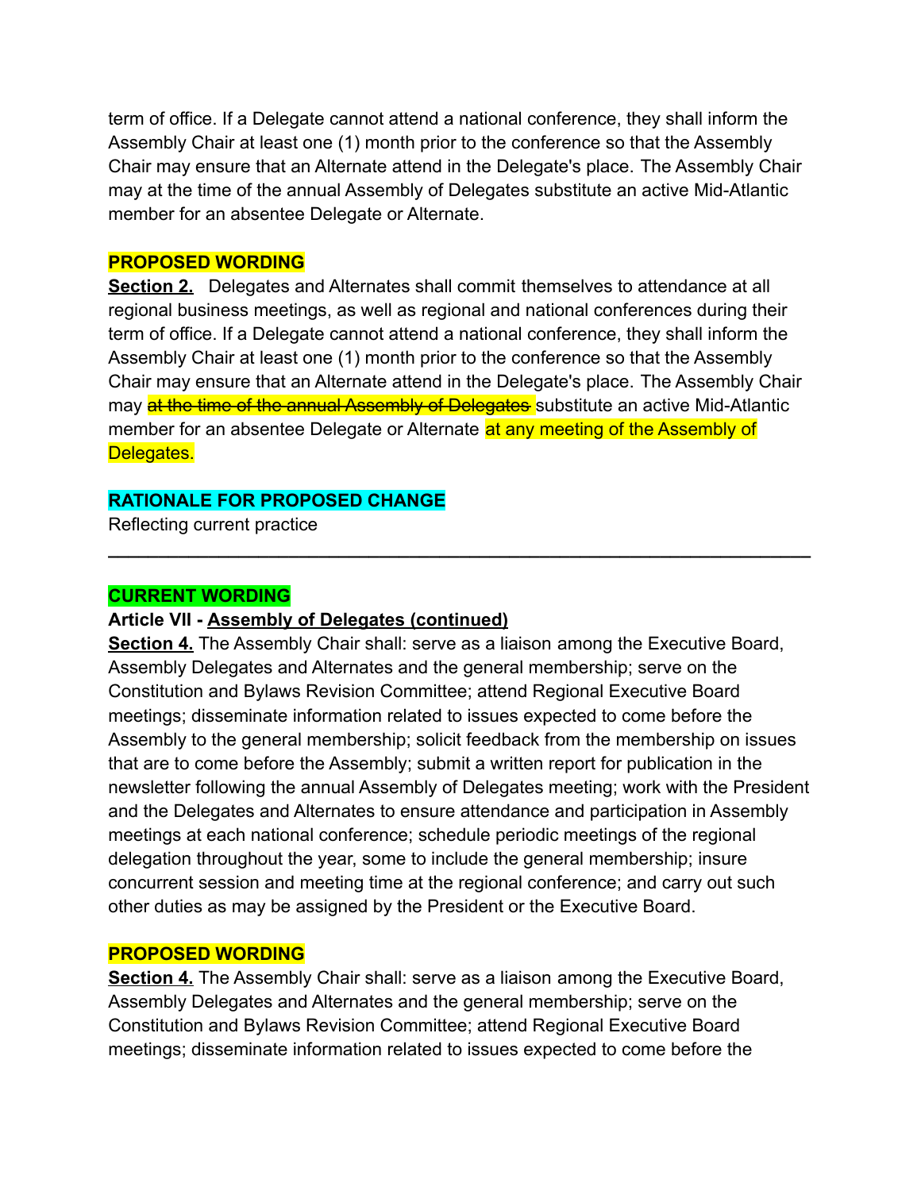term of office. If a Delegate cannot attend a national conference, they shall inform the Assembly Chair at least one (1) month prior to the conference so that the Assembly Chair may ensure that an Alternate attend in the Delegate's place. The Assembly Chair may at the time of the annual Assembly of Delegates substitute an active Mid-Atlantic member for an absentee Delegate or Alternate.

**PROPOSED WORDING**

**<u>Section 2.</u>** Delegates and Alternates shall commit themselves to attendance at all regional business meetings, as well as regional and national conferences during their term of office. If a Delegate cannot attend a national conference, they shall inform the Assembly Chair at least one (1) month prior to the conference so that the Assembly Chair may ensure that an Alternate attend in the Delegate's place. The Assembly Chair may ~~at the time of the annual Assembly of Delegates~~ substitute an active Mid-Atlantic member for an absentee Delegate or Alternate at any meeting of the Assembly of Delegates.

**RATIONALE FOR PROPOSED CHANGE**

Reflecting current practice

---

**CURRENT WORDING**

**Article VII - <u>Assembly of Delegates (continued)</u>**

**<u>Section 4.</u>** The Assembly Chair shall: serve as a liaison among the Executive Board, Assembly Delegates and Alternates and the general membership; serve on the Constitution and Bylaws Revision Committee; attend Regional Executive Board meetings; disseminate information related to issues expected to come before the Assembly to the general membership; solicit feedback from the membership on issues that are to come before the Assembly; submit a written report for publication in the newsletter following the annual Assembly of Delegates meeting; work with the President and the Delegates and Alternates to ensure attendance and participation in Assembly meetings at each national conference; schedule periodic meetings of the regional delegation throughout the year, some to include the general membership; insure concurrent session and meeting time at the regional conference; and carry out such other duties as may be assigned by the President or the Executive Board.

**PROPOSED WORDING**

**<u>Section 4.</u>** The Assembly Chair shall: serve as a liaison among the Executive Board, Assembly Delegates and Alternates and the general membership; serve on the Constitution and Bylaws Revision Committee; attend Regional Executive Board meetings; disseminate information related to issues expected to come before the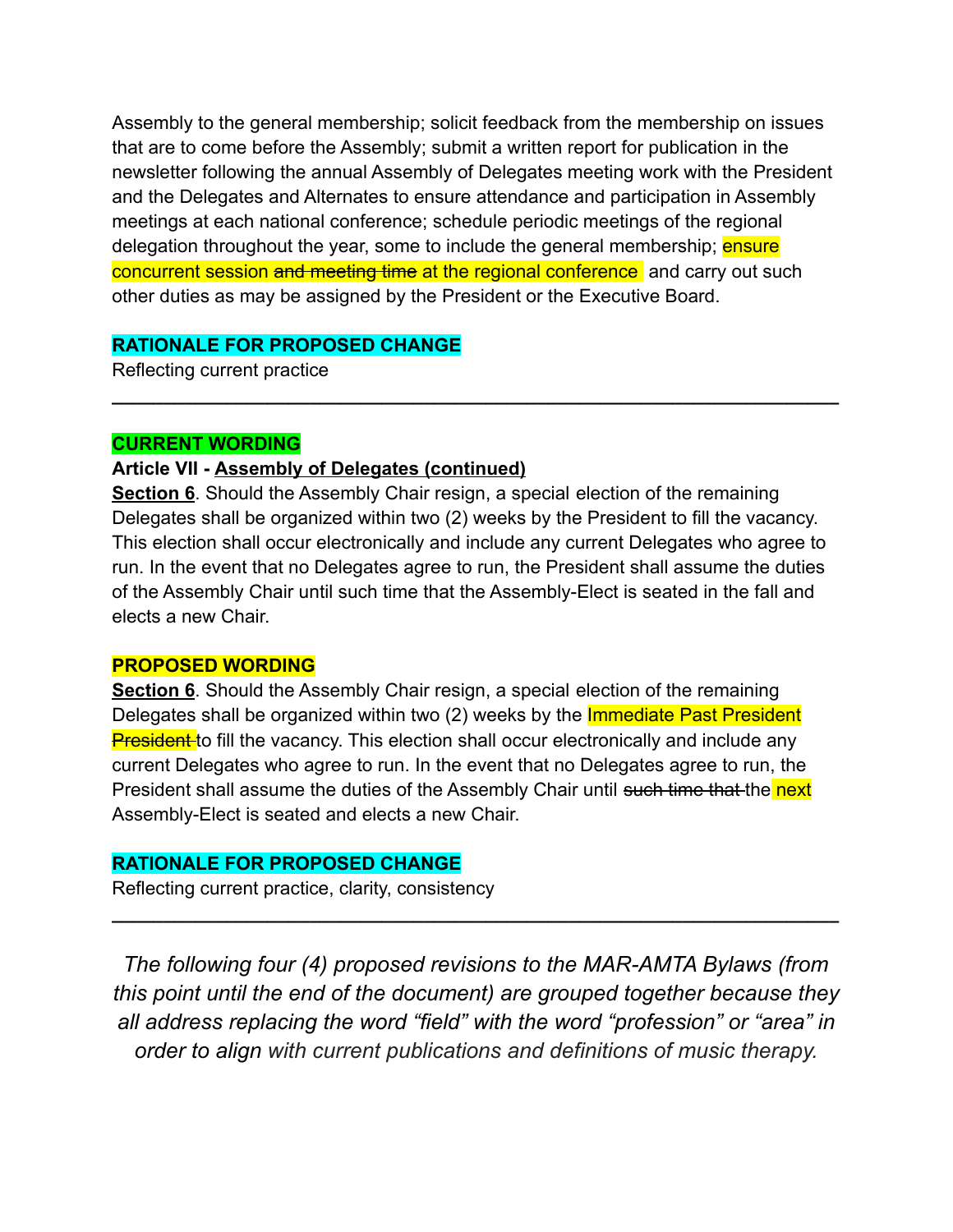Assembly to the general membership; solicit feedback from the membership on issues that are to come before the Assembly; submit a written report for publication in the newsletter following the annual Assembly of Delegates meeting work with the President and the Delegates and Alternates to ensure attendance and participation in Assembly meetings at each national conference; schedule periodic meetings of the regional delegation throughout the year, some to include the general membership; ensure concurrent session ~~and meeting time~~ at the regional conference and carry out such other duties as may be assigned by the President or the Executive Board.

**RATIONALE FOR PROPOSED CHANGE**

Reflecting current practice

---

**CURRENT WORDING**

**Article VII - Assembly of Delegates (continued)**

**Section 6**. Should the Assembly Chair resign, a special election of the remaining Delegates shall be organized within two (2) weeks by the President to fill the vacancy. This election shall occur electronically and include any current Delegates who agree to run. In the event that no Delegates agree to run, the President shall assume the duties of the Assembly Chair until such time that the Assembly-Elect is seated in the fall and elects a new Chair.

**PROPOSED WORDING**

**Section 6**. Should the Assembly Chair resign, a special election of the remaining Delegates shall be organized within two (2) weeks by the Immediate Past President ~~President~~ to fill the vacancy. This election shall occur electronically and include any current Delegates who agree to run. In the event that no Delegates agree to run, the President shall assume the duties of the Assembly Chair until ~~such time that~~ the next Assembly-Elect is seated and elects a new Chair.

**RATIONALE FOR PROPOSED CHANGE**

Reflecting current practice, clarity, consistency

---

*The following four (4) proposed revisions to the MAR-AMTA Bylaws (from this point until the end of the document) are grouped together because they all address replacing the word "field" with the word "profession" or "area" in order to align with current publications and definitions of music therapy.*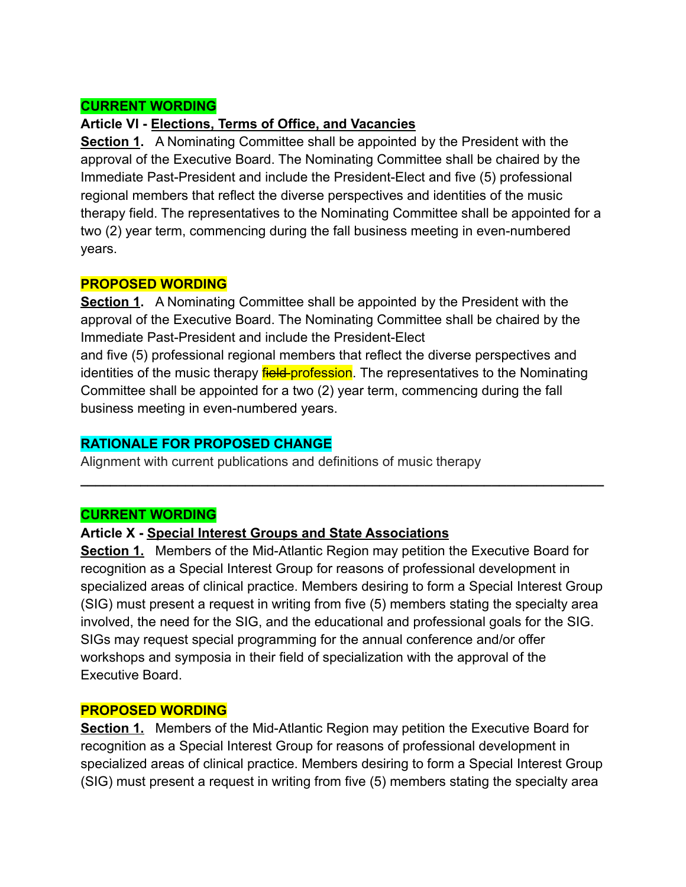**CURRENT WORDING**

**Article VI - Elections, Terms of Office, and Vacancies**

**Section 1.** A Nominating Committee shall be appointed by the President with the approval of the Executive Board. The Nominating Committee shall be chaired by the Immediate Past-President and include the President-Elect and five (5) professional regional members that reflect the diverse perspectives and identities of the music therapy field. The representatives to the Nominating Committee shall be appointed for a two (2) year term, commencing during the fall business meeting in even-numbered years.

**PROPOSED WORDING**

**Section 1.** A Nominating Committee shall be appointed by the President with the approval of the Executive Board. The Nominating Committee shall be chaired by the Immediate Past-President and include the President-Elect
and five (5) professional regional members that reflect the diverse perspectives and identities of the music therapy ~~field~~ profession. The representatives to the Nominating Committee shall be appointed for a two (2) year term, commencing during the fall business meeting in even-numbered years.

**RATIONALE FOR PROPOSED CHANGE**

Alignment with current publications and definitions of music therapy

---

**CURRENT WORDING**

**Article X - Special Interest Groups and State Associations**

**Section 1.** Members of the Mid-Atlantic Region may petition the Executive Board for recognition as a Special Interest Group for reasons of professional development in specialized areas of clinical practice. Members desiring to form a Special Interest Group (SIG) must present a request in writing from five (5) members stating the specialty area involved, the need for the SIG, and the educational and professional goals for the SIG. SIGs may request special programming for the annual conference and/or offer workshops and symposia in their field of specialization with the approval of the Executive Board.

**PROPOSED WORDING**

**Section 1.** Members of the Mid-Atlantic Region may petition the Executive Board for recognition as a Special Interest Group for reasons of professional development in specialized areas of clinical practice. Members desiring to form a Special Interest Group (SIG) must present a request in writing from five (5) members stating the specialty area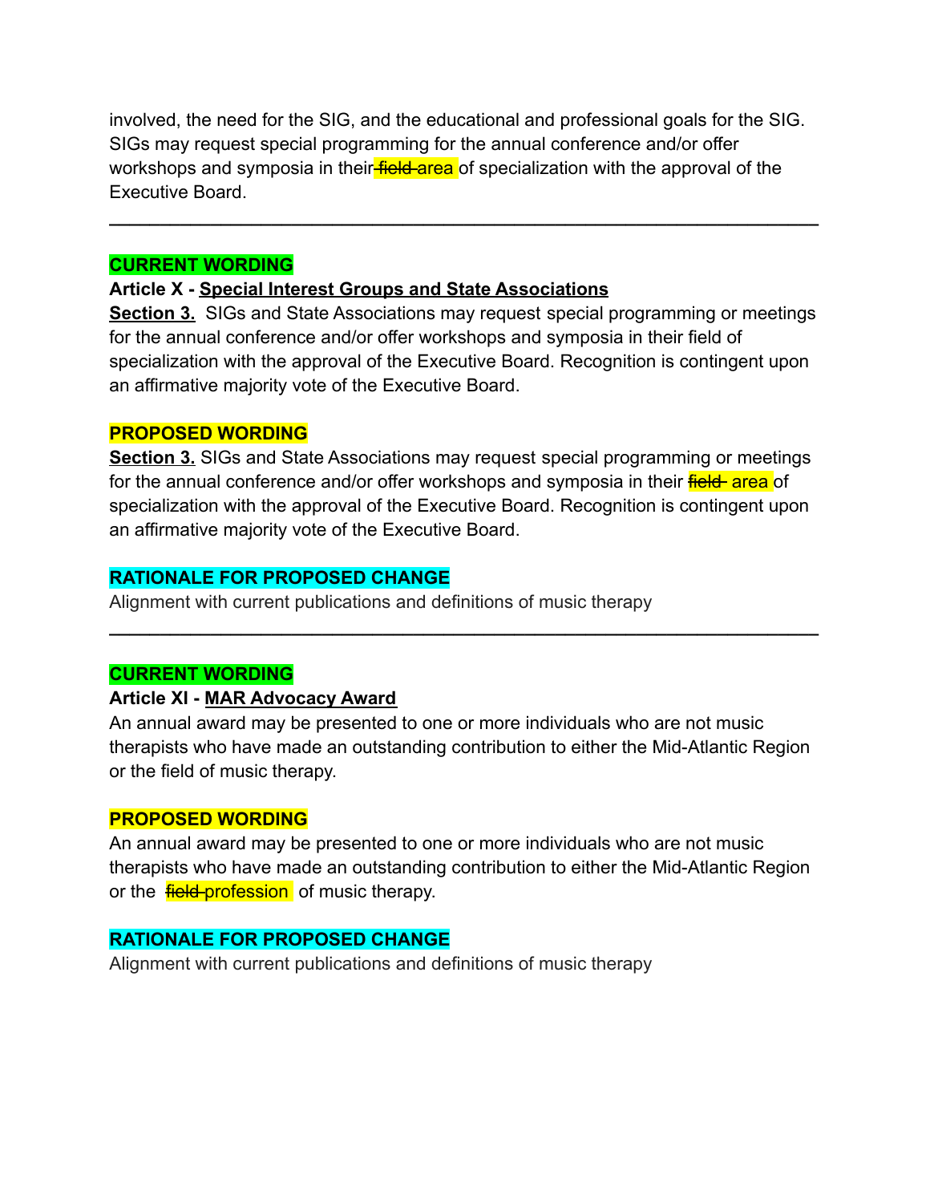involved, the need for the SIG, and the educational and professional goals for the SIG. SIGs may request special programming for the annual conference and/or offer workshops and symposia in their ~~field~~ area of specialization with the approval of the Executive Board.

---

**CURRENT WORDING**

**Article X - Special Interest Groups and State Associations**

**Section 3.** SIGs and State Associations may request special programming or meetings for the annual conference and/or offer workshops and symposia in their field of specialization with the approval of the Executive Board. Recognition is contingent upon an affirmative majority vote of the Executive Board.

**PROPOSED WORDING**

**Section 3.** SIGs and State Associations may request special programming or meetings for the annual conference and/or offer workshops and symposia in their ~~field~~ area of specialization with the approval of the Executive Board. Recognition is contingent upon an affirmative majority vote of the Executive Board.

**RATIONALE FOR PROPOSED CHANGE**

Alignment with current publications and definitions of music therapy

---

**CURRENT WORDING**

**Article XI - MAR Advocacy Award**

An annual award may be presented to one or more individuals who are not music therapists who have made an outstanding contribution to either the Mid-Atlantic Region or the field of music therapy.

**PROPOSED WORDING**

An annual award may be presented to one or more individuals who are not music therapists who have made an outstanding contribution to either the Mid-Atlantic Region or the ~~field~~ profession of music therapy.

**RATIONALE FOR PROPOSED CHANGE**

Alignment with current publications and definitions of music therapy